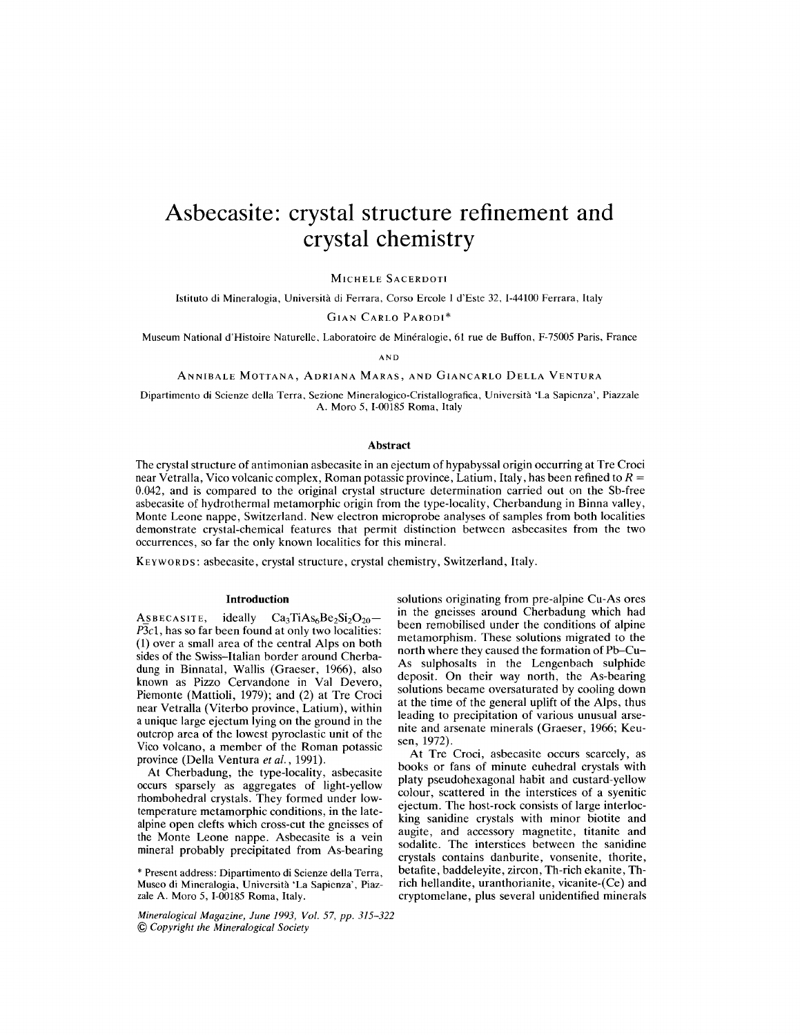# Asbecasite: crystal structure refinement and crystal chemistry

MICHELE SACERDOTI

Istituto di Mineralogia, Università di Ferrara, Corso Ercole I d'Este 32, I-44100 Ferrara, Italy

GIAN CARLO PARODI*

Museum National d'Histoire Naturelle, Laboratoire de Minéralogie, 61 rue de Buffon, F-75005 Paris, France

AND

ANNIBALE MOTTANA, ADRIANA MARAS, AND GIANCARLO DELLA VENTURA

Dipartimento di Scienze della Terra, Sezione Mineralogico-Cristallografica, Università 'La Sapienza', Piazzale A. Moro 5, I-00185 Roma, Italy

## Abstract

The crystal structure of antimonian asbecasite in an ejectum of hypabyssal origin occurring at Tre Croci near Vetralla, Vico volcanic complex, Roman potassic province, Latium, Italy, has been refined to $R = 0.042$, and is compared to the original crystal structure determination carried out on the Sb-free asbecasite of hydrothermal metamorphic origin from the type-locality, Cherbandung in Binna valley, Monte Leone nappe, Switzerland. New electron microprobe analyses of samples from both localities demonstrate crystal-chemical features that permit distinction between asbecasites from the two occurrences, so far the only known localities for this mineral.

KEYWORDS: asbecasite, crystal structure, crystal chemistry, Switzerland, Italy.

## Introduction

ASBECASITE, ideally $Ca_3TiAs_6Be_2Si_2O_{20}$—$P\bar{3}c1$, has so far been found at only two localities: (1) over a small area of the central Alps on both sides of the Swiss–Italian border around Cherbadung in Binnatal, Wallis (Graeser, 1966), also known as Pizzo Cervandone in Val Devero, Piemonte (Mattioli, 1979); and (2) at Tre Croci near Vetralla (Viterbo province, Latium), within a unique large ejectum lying on the ground in the outcrop area of the lowest pyroclastic unit of the Vico volcano, a member of the Roman potassic province (Della Ventura *et al.*, 1991).

At Cherbadung, the type-locality, asbecasite occurs sparsely as aggregates of light-yellow rhombohedral crystals. They formed under low-temperature metamorphic conditions, in the late-alpine open clefts which cross-cut the gneisses of the Monte Leone nappe. Asbecasite is a vein mineral probably precipitated from As-bearing solutions originating from pre-alpine Cu-As ores in the gneisses around Cherbadung which had been remobilised under the conditions of alpine metamorphism. These solutions migrated to the north where they caused the formation of Pb–Cu–As sulphosalts in the Lengenbach sulphide deposit. On their way north, the As-bearing solutions became oversaturated by cooling down at the time of the general uplift of the Alps, thus leading to precipitation of various unusual arsenite and arsenate minerals (Graeser, 1966; Keusen, 1972).

At Tre Croci, asbecasite occurs scarcely, as books or fans of minute euhedral crystals with platy pseudohexagonal habit and custard-yellow colour, scattered in the interstices of a syenitic ejectum. The host-rock consists of large interlocking sanidine crystals with minor biotite and augite, and accessory magnetite, titanite and sodalite. The interstices between the sanidine crystals contains danburite, vonsenite, thorite, betafite, baddeleyite, zircon, Th-rich ekanite, Th-rich hellandite, uranthorianite, vicanite-(Ce) and cryptomelane, plus several unidentified minerals

\* Present address: Dipartimento di Scienze della Terra, Museo di Mineralogia, Università 'La Sapienza', Piazzale A. Moro 5, I-00185 Roma, Italy.

*© Copyright the Mineralogical Society*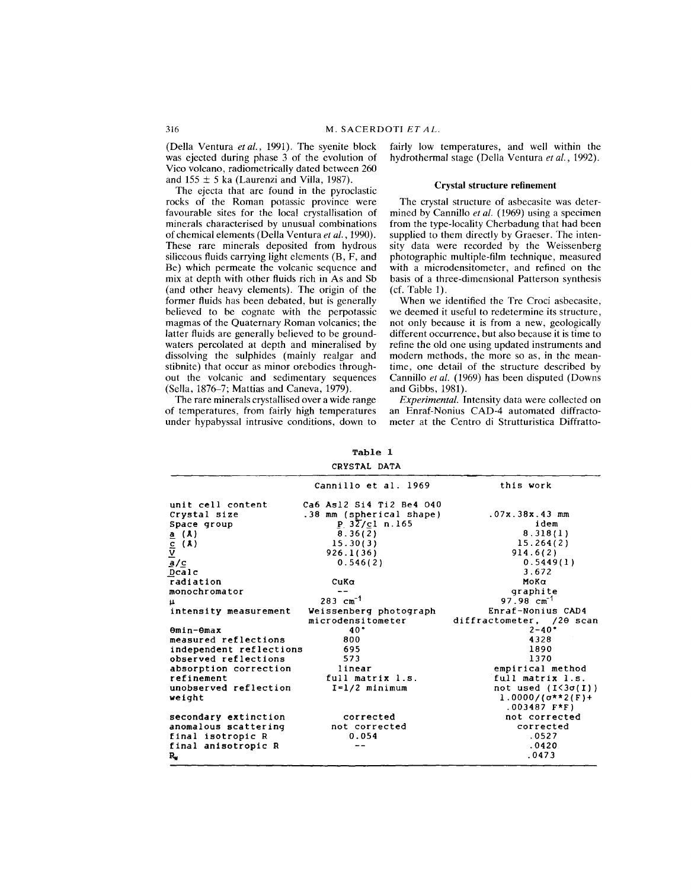(Della Ventura *et al.*, 1991). The syenite block was ejected during phase 3 of the evolution of Vico volcano, radiometrically dated between 260 and 155 ± 5 ka (Laurenzi and Villa, 1987).

The ejecta that are found in the pyroclastic rocks of the Roman potassic province were favourable sites for the local crystallisation of minerals characterised by unusual combinations of chemical elements (Della Ventura *et al.*, 1990). These rare minerals deposited from hydrous siliceous fluids carrying light elements (B, F, and Be) which permeate the volcanic sequence and mix at depth with other fluids rich in As and Sb (and other heavy elements). The origin of the former fluids has been debated, but is generally believed to be cognate with the perpotassic magmas of the Quaternary Roman volcanics; the latter fluids are generally believed to be groundwaters percolated at depth and mineralised by dissolving the sulphides (mainly realgar and stibnite) that occur as minor orebodies throughout the volcanic and sedimentary sequences (Sella, 1876–7; Mattias and Caneva, 1979).

The rare minerals crystallised over a wide range of temperatures, from fairly high temperatures under hypabyssal intrusive conditions, down to fairly low temperatures, and well within the hydrothermal stage (Della Ventura *et al.*, 1992).

## Crystal structure refinement

The crystal structure of asbecasite was determined by Cannillo *et al.* (1969) using a specimen from the type-locality Cherbadung that had been supplied to them directly by Graeser. The intensity data were recorded by the Weissenberg photographic multiple-film technique, measured with a microdensitometer, and refined on the basis of a three-dimensional Patterson synthesis (cf. Table 1).

When we identified the Tre Croci asbecasite, we deemed it useful to redetermine its structure, not only because it is from a new, geologically different occurrence, but also because it is time to refine the old one using updated instruments and modern methods, the more so as, in the meantime, one detail of the structure described by Cannillo *et al.* (1969) has been disputed (Downs and Gibbs, 1981).

*Experimental.* Intensity data were collected on an Enraf-Nonius CAD-4 automated diffractometer at the Centro di Strutturistica Diffratto-

**Table 1**

CRYSTAL DATA

| | Cannillo et al. 1969 | this work |
|---|---|---|
| unit cell content | $Ca_6 As_{12} Si_4 Ti_2 Be_4 O_{40}$ | |
| crystal size | .38 mm (spherical shape) | .07x.38x.43 mm |
| Space group | $P\ 3\bar{2}/c1$ n.165 | idem |
| a (Å) | 8.36(2) | 8.318(1) |
| c (Å) | 15.30(3) | 15.264(2) |
| V | 926.1(36) | 914.6(2) |
| a/c | 0.546(2) | 0.5449(1) |
| Dcalc | | 3.672 |
| radiation | CuKα | MoKα |
| monochromator | -- | graphite |
| μ | 283 $cm^{-1}$ | 97.98 $cm^{-1}$ |
| intensity measurement | Weissenberg photograph microdensitometer | Enraf-Nonius CAD4 diffractometer, /2θ scan |
| θmin-θmax | 40° | 2-40° |
| measured reflections | 800 | 4328 |
| independent reflections | 695 | 1890 |
| observed reflections | 573 | 1370 |
| absorption correction | linear | empirical method |
| refinement | full matrix l.s. | full matrix l.s. |
| unobserved reflection | I=1/2 minimum | not used (I<3σ(I)) |
| weight | | 1.0000/(σ**2(F)+ .003487 F*F) |
| secondary extinction | corrected | not corrected |
| anomalous scattering | not corrected | corrected |
| final isotropic R | 0.054 | .0527 |
| final anisotropic R | -- | .0420 |
| $R_w$ | | .0473 |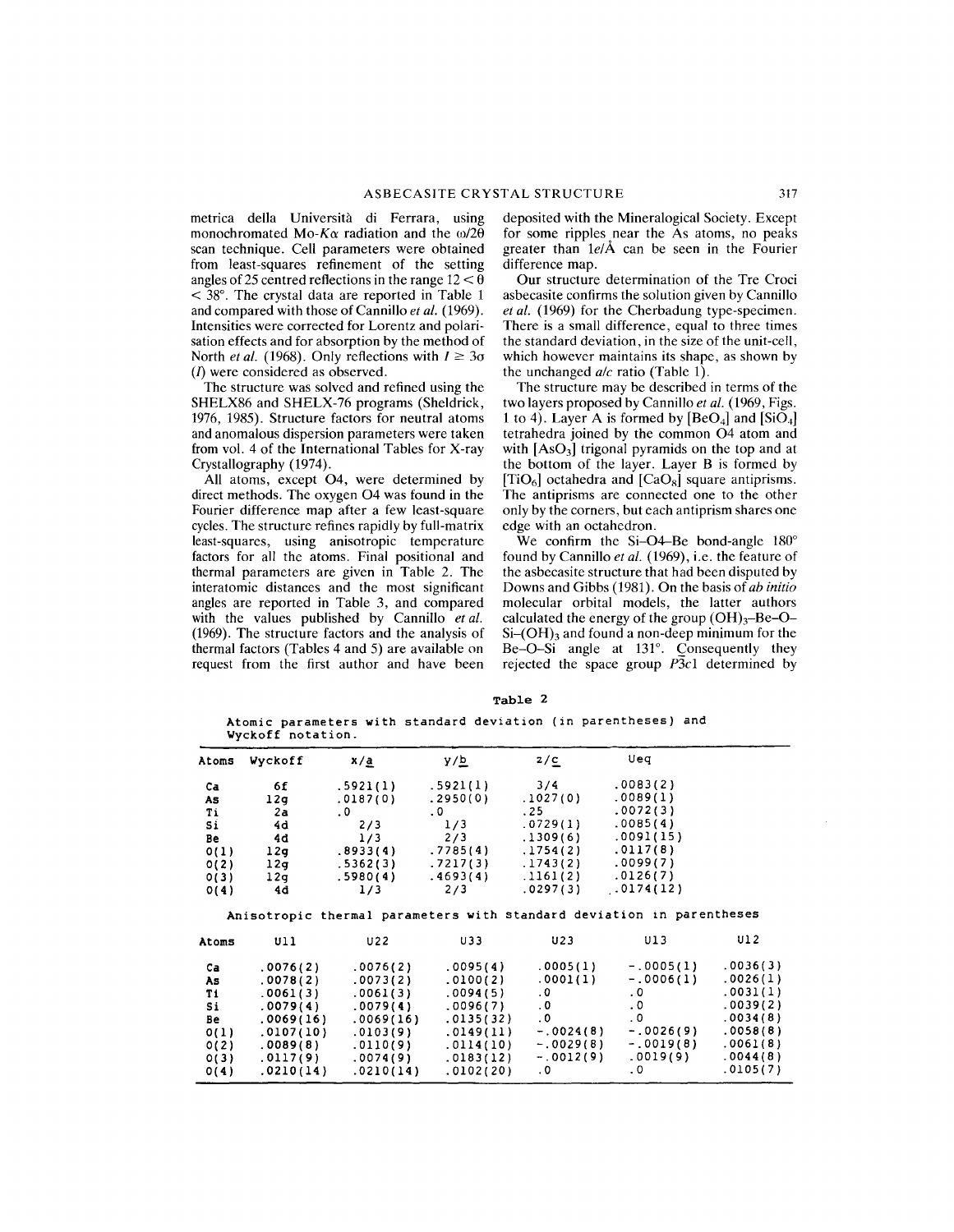metrica della Università di Ferrara, using monochromated Mo-$K\alpha$ radiation and the $\omega/2\theta$ scan technique. Cell parameters were obtained from least-squares refinement of the setting angles of 25 centred reflections in the range $12 < \theta < 38°$. The crystal data are reported in Table 1 and compared with those of Cannillo *et al.* (1969). Intensities were corrected for Lorentz and polarisation effects and for absorption by the method of North *et al.* (1968). Only reflections with $I \geq 3\sigma(I)$ were considered as observed.

The structure was solved and refined using the SHELX86 and SHELX-76 programs (Sheldrick, 1976, 1985). Structure factors for neutral atoms and anomalous dispersion parameters were taken from vol. 4 of the International Tables for X-ray Crystallography (1974).

All atoms, except O4, were determined by direct methods. The oxygen O4 was found in the Fourier difference map after a few least-square cycles. The structure refines rapidly by full-matrix least-squares, using anisotropic temperature factors for all the atoms. Final positional and thermal parameters are given in Table 2. The interatomic distances and the most significant angles are reported in Table 3, and compared with the values published by Cannillo *et al.* (1969). The structure factors and the analysis of thermal factors (Tables 4 and 5) are available on request from the first author and have been deposited with the Mineralogical Society. Except for some ripples near the As atoms, no peaks greater than 1e/Å can be seen in the Fourier difference map.

Our structure determination of the Tre Croci asbecasite confirms the solution given by Cannillo *et al.* (1969) for the Cherbadung type-specimen. There is a small difference, equal to three times the standard deviation, in the size of the unit-cell, which however maintains its shape, as shown by the unchanged *a/c* ratio (Table 1).

The structure may be described in terms of the two layers proposed by Cannillo *et al.* (1969, Figs. 1 to 4). Layer A is formed by $[BeO_4]$ and $[SiO_4]$ tetrahedra joined by the common O4 atom and with $[AsO_3]$ trigonal pyramids on the top and at the bottom of the layer. Layer B is formed by $[TiO_6]$ octahedra and $[CaO_8]$ square antiprisms. The antiprisms are connected one to the other only by the corners, but each antiprism shares one edge with an octahedron.

We confirm the Si–O4–Be bond-angle 180° found by Cannillo *et al.* (1969), i.e. the feature of the asbecasite structure that had been disputed by Downs and Gibbs (1981). On the basis of *ab initio* molecular orbital models, the latter authors calculated the energy of the group $(OH)_3$–Be–O–Si–$(OH)_3$ and found a non-deep minimum for the Be–O–Si angle at 131°. Consequently they rejected the space group $P\bar{3}c1$ determined by

Table 2

Atomic parameters with standard deviation (in parentheses) and Wyckoff notation.

| Atoms | Wyckoff | x/a | y/b | z/c | Ueq |
|---|---|---|---|---|---|
| Ca | 6f | .5921(1) | .5921(1) | 3/4 | .0083(2) |
| As | 12g | .0187(0) | .2950(0) | .1027(0) | .0089(1) |
| Ti | 2a | .0 | .0 | .25 | .0072(3) |
| Si | 4d | 2/3 | 1/3 | .0729(1) | .0085(4) |
| Be | 4d | 1/3 | 2/3 | .1309(6) | .0091(15) |
| O(1) | 12g | .8933(4) | .7785(4) | .1754(2) | .0117(8) |
| O(2) | 12g | .5362(3) | .7217(3) | .1743(2) | .0099(7) |
| O(3) | 12g | .5980(4) | .4693(4) | .1161(2) | .0126(7) |
| O(4) | 4d | 1/3 | 2/3 | .0297(3) | .0174(12) |

Anisotropic thermal parameters with standard deviation in parentheses

| Atoms | U11 | U22 | U33 | U23 | U13 | U12 |
|---|---|---|---|---|---|---|
| Ca | .0076(2) | .0076(2) | .0095(4) | .0005(1) | -.0005(1) | .0036(3) |
| As | .0078(2) | .0073(2) | .0100(2) | .0001(1) | -.0006(1) | .0026(1) |
| Ti | .0061(3) | .0061(3) | .0094(5) | .0 | .0 | .0031(1) |
| Si | .0079(4) | .0079(4) | .0096(7) | .0 | .0 | .0039(2) |
| Be | .0069(16) | .0069(16) | .0135(32) | .0 | .0 | .0034(8) |
| O(1) | .0107(10) | .0103(9) | .0149(11) | -.0024(8) | -.0026(9) | .0058(8) |
| O(2) | .0089(8) | .0110(9) | .0114(10) | -.0029(8) | -.0019(8) | .0061(8) |
| O(3) | .0117(9) | .0074(9) | .0183(12) | -.0012(9) | .0019(9) | .0044(8) |
| O(4) | .0210(14) | .0210(14) | .0102(20) | .0 | .0 | .0105(7) |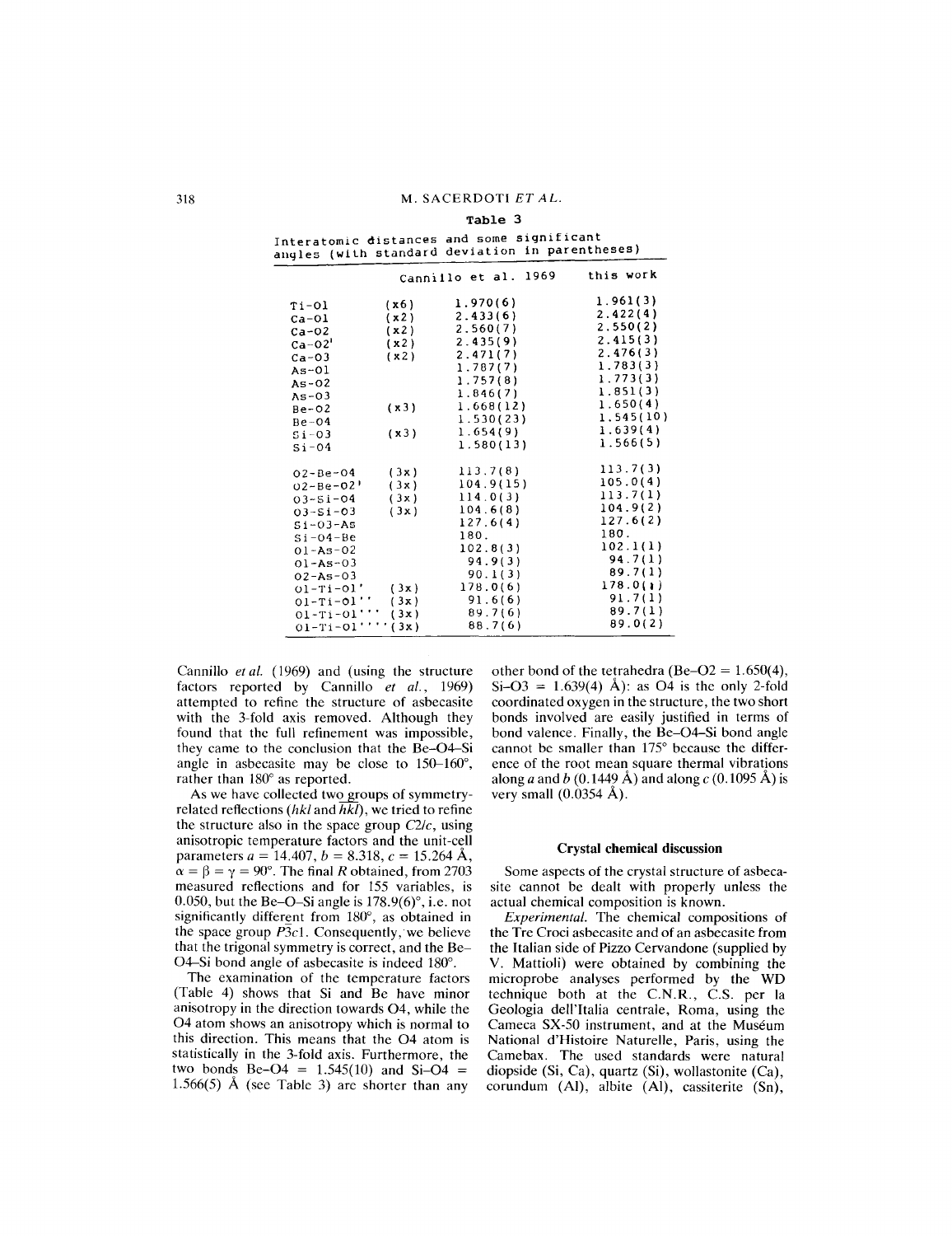**Table 3**

Interatomic distances and some significant angles (with standard deviation in parentheses)

| | | Cannillo et al. 1969 | this work |
|---|---|---|---|
| Ti-O1 | (x6) | 1.970(6) | 1.961(3) |
| Ca-O1 | (x2) | 2.433(6) | 2.422(4) |
| Ca-O2 | (x2) | 2.560(7) | 2.550(2) |
| Ca-O2' | (x2) | 2.435(9) | 2.415(3) |
| Ca-O3 | (x2) | 2.471(7) | 2.476(3) |
| As-O1 | | 1.787(7) | 1.783(3) |
| As-O2 | | 1.757(8) | 1.773(3) |
| As-O3 | | 1.846(7) | 1.851(3) |
| Be-O2 | (x3) | 1.668(12) | 1.650(4) |
| Be-O4 | | 1.530(23) | 1.545(10) |
| Si-O3 | (x3) | 1.654(9) | 1.639(4) |
| Si-O4 | | 1.580(13) | 1.566(5) |
| O2-Be-O4 | (3x) | 113.7(8) | 113.7(3) |
| O2-Be-O2' | (3x) | 104.9(15) | 105.0(4) |
| O3-Si-O4 | (3x) | 114.0(3) | 113.7(1) |
| O3-Si-O3 | (3x) | 104.6(8) | 104.9(2) |
| Si-O3-As | | 127.6(4) | 127.6(2) |
| Si-O4-Be | | 180. | 180. |
| O1-As-O2 | | 102.8(3) | 102.1(1) |
| O1-As-O3 | | 94.9(3) | 94.7(1) |
| O2-As-O3 | | 90.1(3) | 89.7(1) |
| O1-Ti-O1' | (3x) | 178.0(6) | 178.0(1) |
| O1-Ti-O1'' | (3x) | 91.6(6) | 91.7(1) |
| O1-Ti-O1''' | (3x) | 89.7(6) | 89.7(1) |
| O1-Ti-O1'''' | (3x) | 88.7(6) | 89.0(2) |

Cannillo *et al.* (1969) and (using the structure factors reported by Cannillo *et al.*, 1969) attempted to refine the structure of asbecasite with the 3-fold axis removed. Although they found that the full refinement was impossible, they came to the conclusion that the Be–O4–Si angle in asbecasite may be close to 150–160°, rather than 180° as reported.

As we have collected two groups of symmetry-related reflections ($hkl$ and $\overline{hkl}$), we tried to refine the structure also in the space group $C2/c$, using anisotropic temperature factors and the unit-cell parameters $a$ = 14.407, $b$ = 8.318, $c$ = 15.264 Å, $\alpha = \beta = \gamma = 90°$. The final $R$ obtained, from 2703 measured reflections and for 155 variables, is 0.050, but the Be–O–Si angle is 178.9(6)°, i.e. not significantly different from 180°, as obtained in the space group $P\bar{3}c1$. Consequently, we believe that the trigonal symmetry is correct, and the Be–O4–Si bond angle of asbecasite is indeed 180°.

The examination of the temperature factors (Table 4) shows that Si and Be have minor anisotropy in the direction towards O4, while the O4 atom shows an anisotropy which is normal to this direction. This means that the O4 atom is statistically in the 3-fold axis. Furthermore, the two bonds Be–O4 = 1.545(10) and Si–O4 = 1.566(5) Å (see Table 3) are shorter than any other bond of the tetrahedra (Be–O2 = 1.650(4), Si–O3 = 1.639(4) Å): as O4 is the only 2-fold coordinated oxygen in the structure, the two short bonds involved are easily justified in terms of bond valence. Finally, the Be–O4–Si bond angle cannot be smaller than 175° because the difference of the root mean square thermal vibrations along $a$ and $b$ (0.1449 Å) and along $c$ (0.1095 Å) is very small (0.0354 Å).

## Crystal chemical discussion

Some aspects of the crystal structure of asbecasite cannot be dealt with properly unless the actual chemical composition is known.

*Experimental.* The chemical compositions of the Tre Croci asbecasite and of an asbecasite from the Italian side of Pizzo Cervandone (supplied by V. Mattioli) were obtained by combining the microprobe analyses performed by the WD technique both at the C.N.R., C.S. per la Geologia dell'Italia centrale, Roma, using the Cameca SX-50 instrument, and at the Muséum National d'Histoire Naturelle, Paris, using the Camebax. The used standards were natural diopside (Si, Ca), quartz (Si), wollastonite (Ca), corundum (Al), albite (Al), cassiterite (Sn),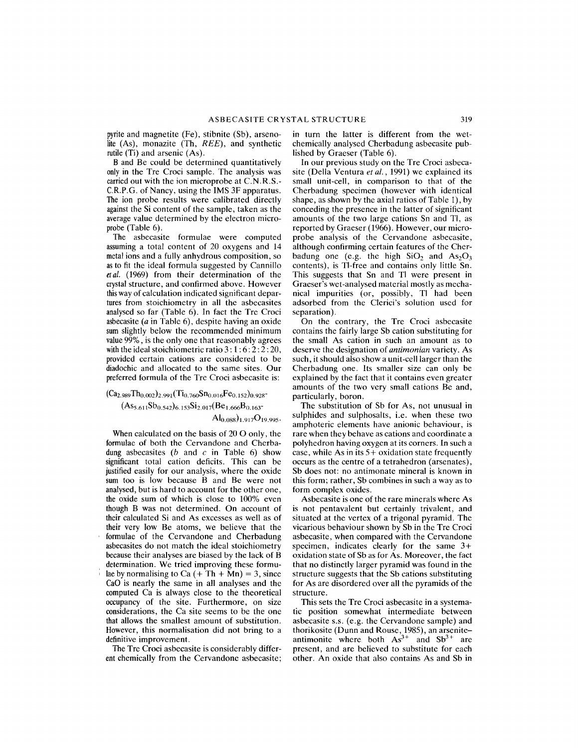pyrite and magnetite (Fe), stibnite (Sb), arsenolite (As), monazite (Th, *REE*), and synthetic rutile (Ti) and arsenic (As).

B and Be could be determined quantitatively only in the Tre Croci sample. The analysis was carried out with the ion microprobe at C.N.R.S.-C.R.P.G. of Nancy, using the IMS 3F apparatus. The ion probe results were calibrated directly against the Si content of the sample, taken as the average value determined by the electron microprobe (Table 6).

The asbecasite formulae were computed assuming a total content of 20 oxygens and 14 metal ions and a fully anhydrous composition, so as to fit the ideal formula suggested by Cannillo *et al.* (1969) from their determination of the crystal structure, and confirmed above. However this way of calculation indicated significant departures from stoichiometry in all the asbecasites analysed so far (Table 6). In fact the Tre Croci asbecasite (*a* in Table 6), despite having an oxide sum slightly below the recommended minimum value 99%, is the only one that reasonably agrees with the ideal stoichiometric ratio 3 : 1 : 6 : 2 : 2 : 20, provided certain cations are considered to be diadochic and allocated to the same sites. Our preferred formula of the Tre Croci asbecasite is:

$$(Ca_{2.989}Th_{0.002})_{2.991}(Ti_{0.760}Sn_{0.016}Fe_{0.152})_{0.928}(As_{5.611}Sb_{0.542})_{6.153}Si_{2.017}(Be_{1.666}B_{0.163}Al_{0.088})_{1.917}O_{19.995}.$$

When calculated on the basis of 20 O only, the formulae of both the Cervandone and Cherbadung asbecasites (*b* and *c* in Table 6) show significant total cation deficits. This can be justified easily for our analysis, where the oxide sum too is low because B and Be were not analysed, but is hard to account for the other one, the oxide sum of which is close to 100% even though B was not determined. On account of their calculated Si and As excesses as well as of their very low Be atoms, we believe that the formulae of the Cervandone and Cherbadung asbecasites do not match the ideal stoichiometry because their analyses are biased by the lack of B determination. We tried improving these formulae by normalising to Ca (+ Th + Mn) = 3, since CaO is nearly the same in all analyses and the computed Ca is always close to the theoretical occupancy of the site. Furthermore, on size considerations, the Ca site seems to be the one that allows the smallest amount of substitution. However, this normalisation did not bring to a definitive improvement.

The Tre Croci asbecasite is considerably different chemically from the Cervandone asbecasite; in turn the latter is different from the wet-chemically analysed Cherbadung asbecasite published by Graeser (Table 6).

In our previous study on the Tre Croci asbecasite (Della Ventura *et al.*, 1991) we explained its small unit-cell, in comparison to that of the Cherbadung specimen (however with identical shape, as shown by the axial ratios of Table 1), by conceding the presence in the latter of significant amounts of the two large cations Sn and Tl, as reported by Graeser (1966). However, our microprobe analysis of the Cervandone asbecasite, although confirming certain features of the Cherbadung one (e.g. the high $SiO_2$ and $As_2O_3$ contents), is Tl-free and contains only little Sn. This suggests that Sn and Tl were present in Graeser's wet-analysed material mostly as mechanical impurities (or, possibly, Tl had been adsorbed from the Clerici's solution used for separation).

On the contrary, the Tre Croci asbecasite contains the fairly large Sb cation substituting for the small As cation in such an amount as to deserve the designation of *antimonian* variety. As such, it should also show a unit-cell larger than the Cherbadung one. Its smaller size can only be explained by the fact that it contains even greater amounts of the two very small cations Be and, particularly, boron.

The substitution of Sb for As, not unusual in sulphides and sulphosalts, i.e. when these two amphoteric elements have anionic behaviour, is rare when they behave as cations and coordinate a polyhedron having oxygen at its corners. In such a case, while As in its 5+ oxidation state frequently occurs as the centre of a tetrahedron (arsenates), Sb does not: no antimonate mineral is known in this form; rather, Sb combines in such a way as to form complex oxides.

Asbecasite is one of the rare minerals where As is not pentavalent but certainly trivalent, and situated at the vertex of a trigonal pyramid. The vicarious behaviour shown by Sb in the Tre Croci asbecasite, when compared with the Cervandone specimen, indicates clearly for the same 3+ oxidation state of Sb as for As. Moreover, the fact that no distinctly larger pyramid was found in the structure suggests that the Sb cations substituting for As are disordered over all the pyramids of the structure.

This sets the Tre Croci asbecasite in a systematic position somewhat intermediate between asbecasite s.s. (e.g. the Cervandone sample) and thorikosite (Dunn and Rouse, 1985), an arsenite–antimonite where both $As^{3+}$ and $Sb^{3+}$ are present, and are believed to substitute for each other. An oxide that also contains As and Sb in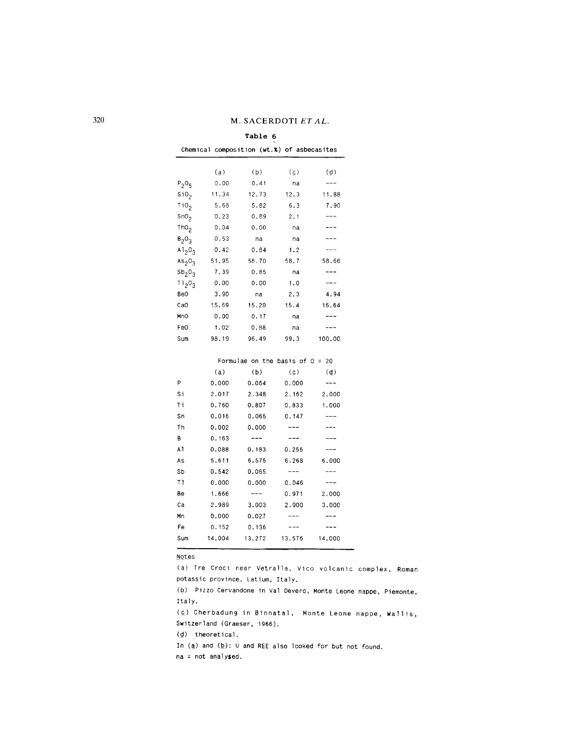**Table 6**

Chemical composition (wt.%) of asbecasites

| | (a) | (b) | (c) | (d) |
|---|---|---|---|---|
| $P_2O_5$ | 0.00 | 0.41 | na | --- |
| $SiO_2$ | 11.34 | 12.73 | 12.3 | 11.88 |
| $TiO_2$ | 5.68 | 5.82 | 6.3 | 7.90 |
| $SnO_2$ | 0.23 | 0.89 | 2.1 | --- |
| $ThO_2$ | 0.04 | 0.00 | na | --- |
| $B_2O_3$ | 0.53 | na | na | --- |
| $Al_2O_3$ | 0.42 | 0.84 | 1.2 | --- |
| $As_2O_3$ | 51.95 | 58.70 | 58.7 | 58.66 |
| $Sb_2O_3$ | 7.39 | 0.85 | na | --- |
| $Tl_2O_3$ | 0.00 | 0.00 | 1.0 | --- |
| BeO | 3.90 | na | 2.3 | 4.94 |
| CaO | 15.69 | 15.20 | 15.4 | 16.64 |
| MnO | 0.00 | 0.17 | na | --- |
| FeO | 1.02 | 0.88 | na | --- |
| Sum | 98.19 | 96.49 | 99.3 | 100.00 |
| | Formulae on the basis of O = 20 | | | |
| | (a) | (b) | (c) | (d) |
| P | 0.000 | 0.064 | 0.000 | --- |
| Si | 2.017 | 2.348 | 2.162 | 2.000 |
| Ti | 0.760 | 0.807 | 0.833 | 1.000 |
| Sn | 0.016 | 0.065 | 0.147 | --- |
| Th | 0.002 | 0.000 | --- | --- |
| B | 0.163 | --- | --- | --- |
| Al | 0.088 | 0.183 | 0.256 | --- |
| As | 5.611 | 6.575 | 6.268 | 6.000 |
| Sb | 0.542 | 0.065 | --- | --- |
| Tl | 0.000 | 0.000 | 0.046 | --- |
| Be | 1.666 | --- | 0.971 | 2.000 |
| Ca | 2.989 | 3.003 | 2.900 | 3.000 |
| Mn | 0.000 | 0.027 | --- | --- |
| Fe | 0.152 | 0.136 | --- | --- |
| Sum | 14.004 | 13.272 | 13.576 | 14.000 |

Notes

(a) Tre Croci near Vetralla, Vico volcanic complex, Roman potassic province, Latium, Italy.

(b) Pizzo Cervandone in Val Devero, Monte Leone nappe, Piemonte, Italy.

(c) Cherbadung in Binnatal, Monte Leone nappe, Wallis, Switzerland (Graeser, 1966).

(d) theoretical.

In (a) and (b): U and REE also looked for but not found.

na = not analysed.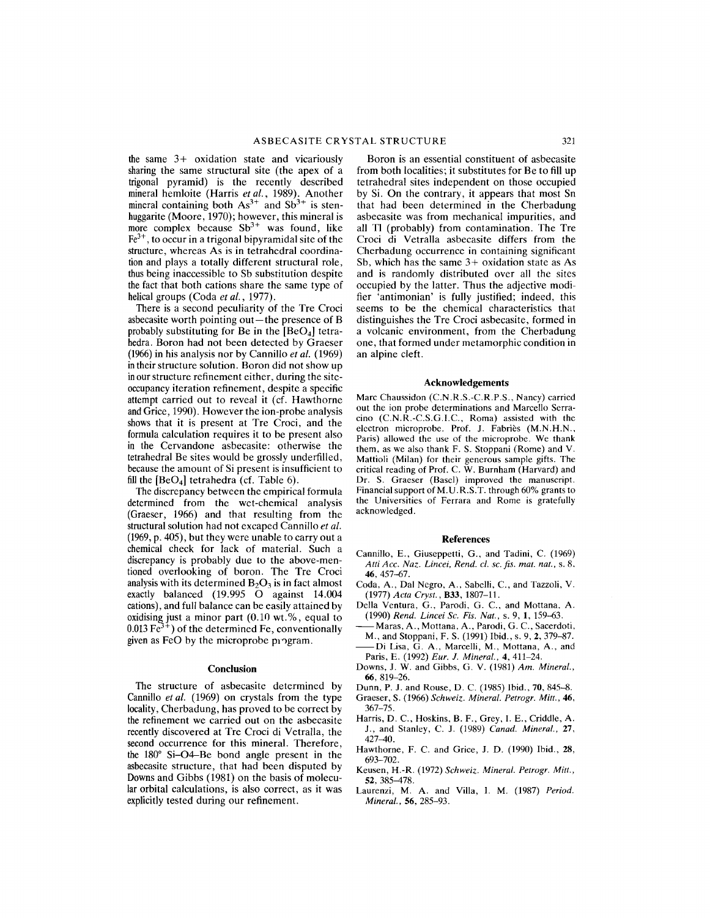the same 3+ oxidation state and vicariously sharing the same structural site (the apex of a trigonal pyramid) is the recently described mineral hemloite (Harris *et al.*, 1989). Another mineral containing both $As^{3+}$ and $Sb^{3+}$ is stenhuggarite (Moore, 1970); however, this mineral is more complex because $Sb^{3+}$ was found, like $Fe^{3+}$, to occur in a trigonal bipyramidal site of the structure, whereas As is in tetrahedral coordination and plays a totally different structural role, thus being inaccessible to Sb substitution despite the fact that both cations share the same type of helical groups (Coda *et al.*, 1977).

There is a second peculiarity of the Tre Croci asbecasite worth pointing out—the presence of B probably substituting for Be in the $[BeO_4]$ tetrahedra. Boron had not been detected by Graeser (1966) in his analysis nor by Cannillo *et al.* (1969) in their structure solution. Boron did not show up in our structure refinement either, during the site-occupancy iteration refinement, despite a specific attempt carried out to reveal it (cf. Hawthorne and Grice, 1990). However the ion-probe analysis shows that it is present at Tre Croci, and the formula calculation requires it to be present also in the Cervandone asbecasite: otherwise the tetrahedral Be sites would be grossly underfilled, because the amount of Si present is insufficient to fill the $[BeO_4]$ tetrahedra (cf. Table 6).

The discrepancy between the empirical formula determined from the wet-chemical analysis (Graeser, 1966) and that resulting from the structural solution had not excaped Cannillo *et al.* (1969, p. 405), but they were unable to carry out a chemical check for lack of material. Such a discrepancy is probably due to the above-mentioned overlooking of boron. The Tre Croci analysis with its determined $B_2O_3$ is in fact almost exactly balanced (19.995 O against 14.004 cations), and full balance can be easily attained by oxidising just a minor part (0.10 wt.%, equal to 0.013 $Fe^{3+}$) of the determined Fe, conventionally given as FeO by the microprobe program.

## Conclusion

The structure of asbecasite determined by Cannillo *et al.* (1969) on crystals from the type locality, Cherbadung, has proved to be correct by the refinement we carried out on the asbecasite recently discovered at Tre Croci di Vetralla, the second occurrence for this mineral. Therefore, the 180° Si–O4–Be bond angle present in the asbecasite structure, that had been disputed by Downs and Gibbs (1981) on the basis of molecular orbital calculations, is also correct, as it was explicitly tested during our refinement.

Boron is an essential constituent of asbecasite from both localities; it substitutes for Be to fill up tetrahedral sites independent on those occupied by Si. On the contrary, it appears that most Sn that had been determined in the Cherbadung asbecasite was from mechanical impurities, and all Tl (probably) from contamination. The Tre Croci di Vetralla asbecasite differs from the Cherbadung occurrence in containing significant Sb, which has the same 3+ oxidation state as As and is randomly distributed over all the sites occupied by the latter. Thus the adjective modifier 'antimonian' is fully justified; indeed, this seems to be the chemical characteristics that distinguishes the Tre Croci asbecasite, formed in a volcanic environment, from the Cherbadung one, that formed under metamorphic condition in an alpine cleft.

## Acknowledgements

Marc Chaussidon (C.N.R.S.-C.R.P.S., Nancy) carried out the ion probe determinations and Marcello Serracino (C.N.R.-C.S.G.I.C., Roma) assisted with the electron microprobe. Prof. J. Fabriès (M.N.H.N., Paris) allowed the use of the microprobe. We thank them, as we also thank F. S. Stoppani (Rome) and V. Mattioli (Milan) for their generous sample gifts. The critical reading of Prof. C. W. Burnham (Harvard) and Dr. S. Graeser (Basel) improved the manuscript. Financial support of M.U.R.S.T. through 60% grants to the Universities of Ferrara and Rome is gratefully acknowledged.

## References

Cannillo, E., Giuseppetti, G., and Tadini, C. (1969) *Atti Acc. Naz. Lincei, Rend. cl. sc. fis. mat. nat.*, s. 8, **46**, 457–67.

Coda, A., Dal Negro, A., Sabelli, C., and Tazzoli, V. (1977) *Acta Cryst.*, **B33**, 1807–11.

Della Ventura, G., Parodi, G. C., and Mottana, A. (1990) *Rend. Lincei Sc. Fis. Nat.*, s. 9, **1**, 159–63.

—— Maras, A., Mottana, A., Parodi, G. C., Sacerdoti, M., and Stoppani, F. S. (1991) Ibid., s. 9, **2**, 379–87.

—— Di Lisa, G. A., Marcelli, M., Mottana, A., and Paris, E. (1992) *Eur. J. Mineral.*, **4**, 411–24.

Downs, J. W. and Gibbs, G. V. (1981) *Am. Mineral.*, **66**, 819–26.

Dunn, P. J. and Rouse, D. C. (1985) Ibid., **70**, 845–8.

Graeser, S. (1966) *Schweiz. Mineral. Petrogr. Mitt.*, **46**, 367–75.

Harris, D. C., Hoskins, B. F., Grey, I. E., Criddle, A. J., and Stanley, C. J. (1989) *Canad. Mineral.*, **27**, 427–40.

Hawthorne, F. C. and Grice, J. D. (1990) Ibid., **28**, 693–702.

Keusen, H.-R. (1972) *Schweiz. Mineral. Petrogr. Mitt.*, **52**, 385–478.

Laurenzi, M. A. and Villa, I. M. (1987) *Period. Mineral.*, **56**, 285–93.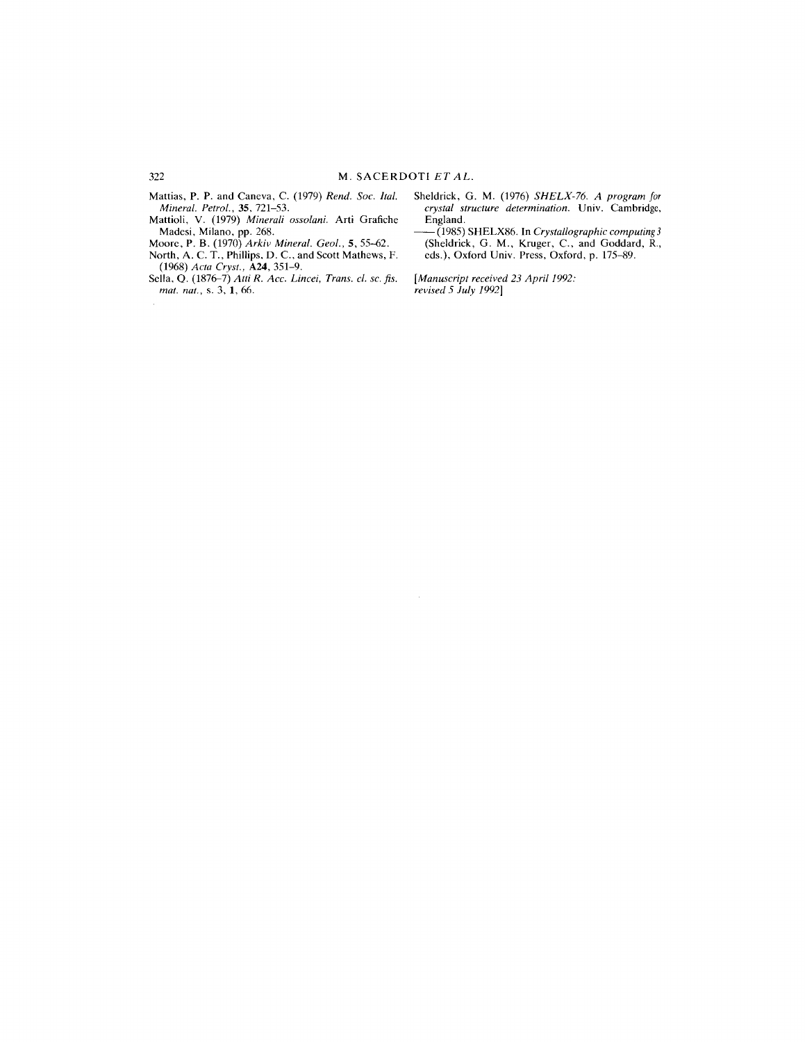Mattias, P. P. and Caneva, C. (1979) *Rend. Soc. Ital. Mineral. Petrol.*, **35**, 721–53.

Mattioli, V. (1979) *Minerali ossolani.* Arti Grafiche Madesi, Milano, pp. 268.

Moore, P. B. (1970) *Arkiv Mineral. Geol.*, **5**, 55–62.

North, A. C. T., Phillips, D. C., and Scott Mathews, F. (1968) *Acta Cryst.*, **A24**, 351–9.

Sella, Q. (1876–7) *Atti R. Acc. Lincei, Trans. cl. sc. fis. mat. nat.*, s. 3, **1**, 66.

Sheldrick, G. M. (1976) *SHELX-76. A program for crystal structure determination.* Univ. Cambridge, England.

—— (1985) SHELX86. In *Crystallographic computing 3* (Sheldrick, G. M., Kruger, C., and Goddard, R., eds.), Oxford Univ. Press, Oxford, p. 175–89.

[*Manuscript received 23 April 1992: revised 5 July 1992*]